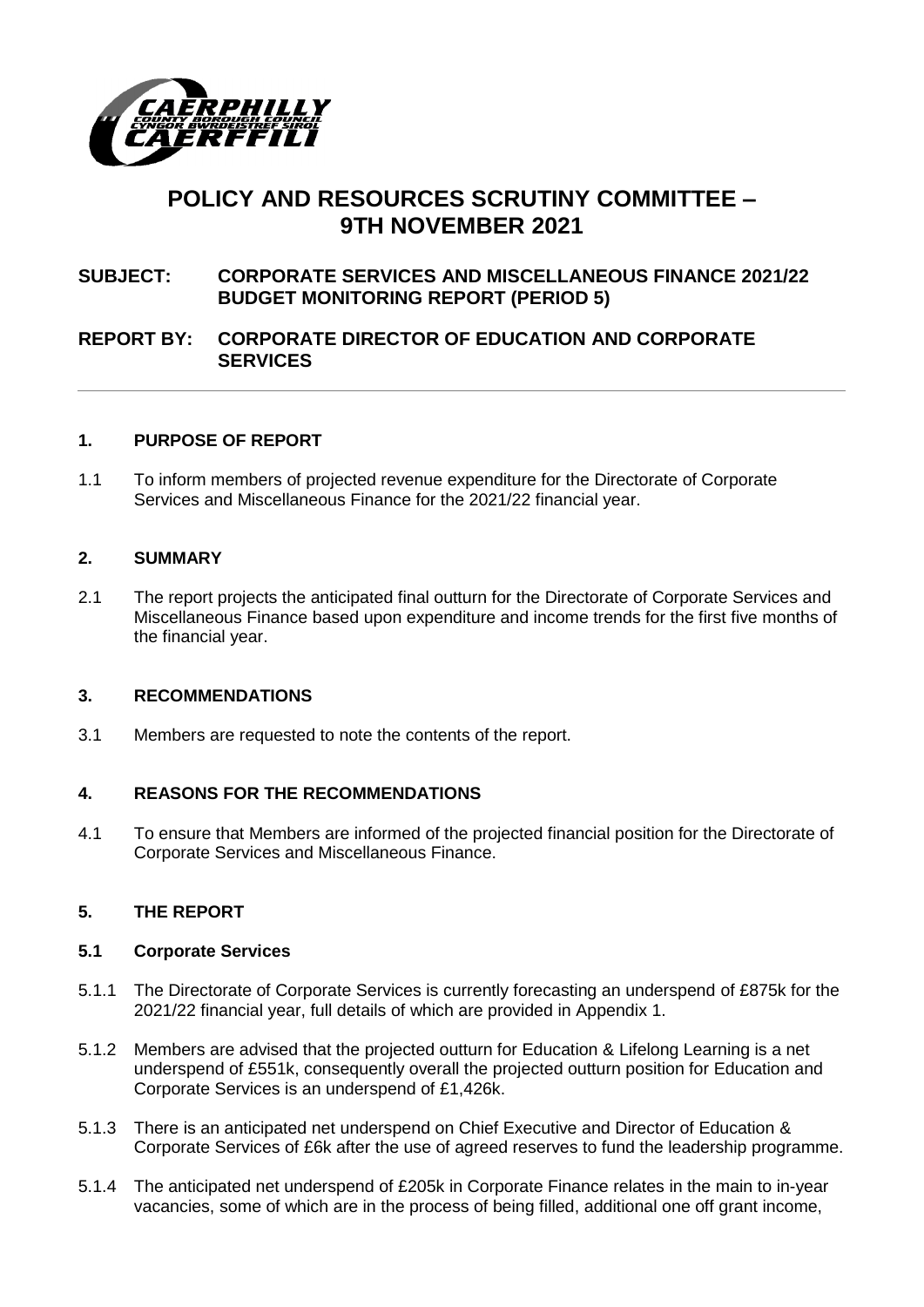# POLICY AND RESOURCES SCRUTINY COMMITTEE – 9TH NOVEMBER 2021

**SUBJECT: CORPORATE SERVICES AND MISCELLANEOUS FINANCE 2021/22 BUDGET MONITORING REPORT (PERIOD 5)**

**REPORT BY: CORPORATE DIRECTOR OF EDUCATION AND CORPORATE SERVICES**

---

## 1. PURPOSE OF REPORT

1.1 To inform members of projected revenue expenditure for the Directorate of Corporate Services and Miscellaneous Finance for the 2021/22 financial year.

## 2. SUMMARY

2.1 The report projects the anticipated final outturn for the Directorate of Corporate Services and Miscellaneous Finance based upon expenditure and income trends for the first five months of the financial year.

## 3. RECOMMENDATIONS

3.1 Members are requested to note the contents of the report.

## 4. REASONS FOR THE RECOMMENDATIONS

4.1 To ensure that Members are informed of the projected financial position for the Directorate of Corporate Services and Miscellaneous Finance.

## 5. THE REPORT

### 5.1 Corporate Services

5.1.1 The Directorate of Corporate Services is currently forecasting an underspend of £875k for the 2021/22 financial year, full details of which are provided in Appendix 1.

5.1.2 Members are advised that the projected outturn for Education & Lifelong Learning is a net underspend of £551k, consequently overall the projected outturn position for Education and Corporate Services is an underspend of £1,426k.

5.1.3 There is an anticipated net underspend on Chief Executive and Director of Education & Corporate Services of £6k after the use of agreed reserves to fund the leadership programme.

5.1.4 The anticipated net underspend of £205k in Corporate Finance relates in the main to in-year vacancies, some of which are in the process of being filled, additional one off grant income,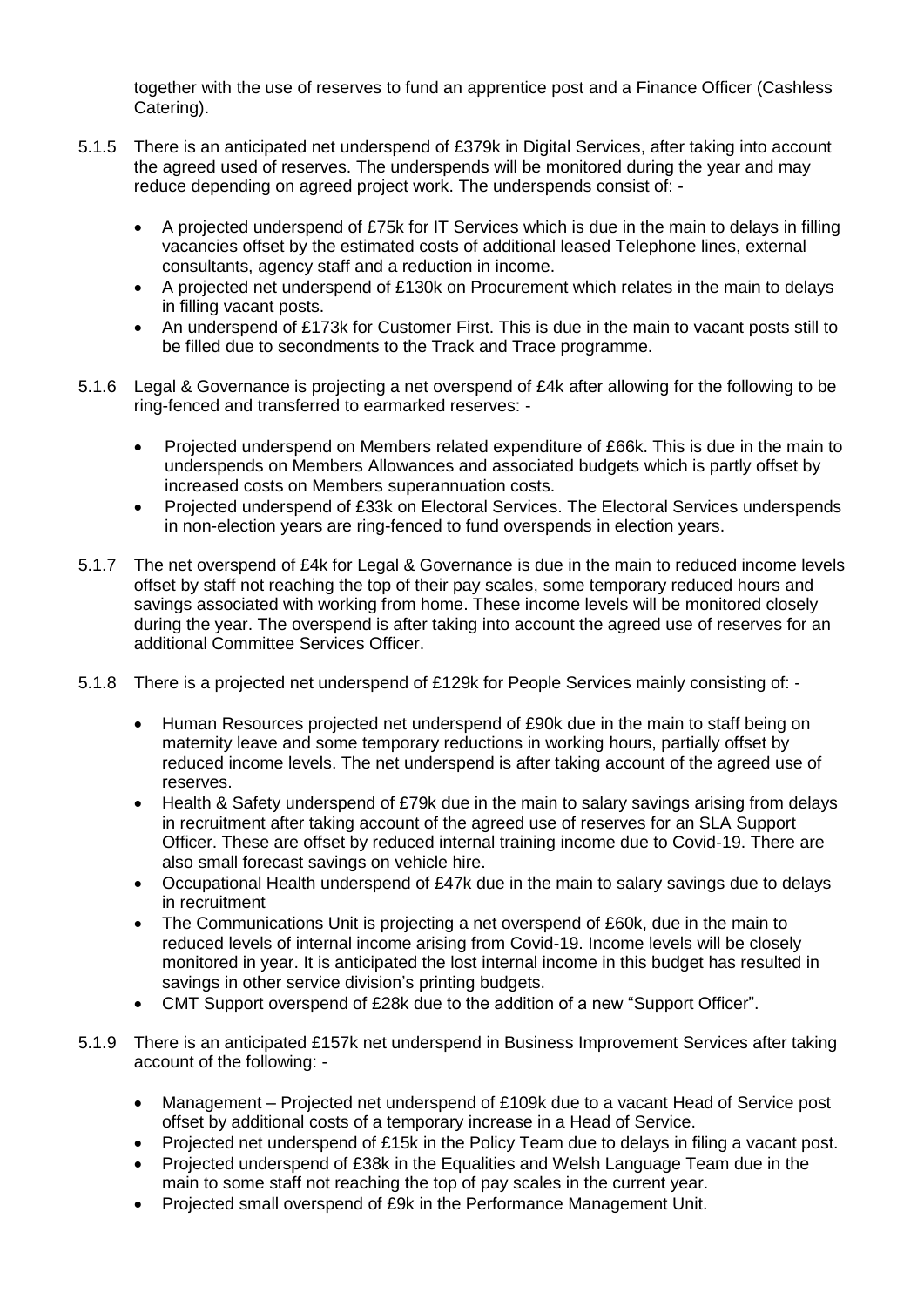together with the use of reserves to fund an apprentice post and a Finance Officer (Cashless Catering).

5.1.5 There is an anticipated net underspend of £379k in Digital Services, after taking into account the agreed used of reserves. The underspends will be monitored during the year and may reduce depending on agreed project work. The underspends consist of: -

- A projected underspend of £75k for IT Services which is due in the main to delays in filling vacancies offset by the estimated costs of additional leased Telephone lines, external consultants, agency staff and a reduction in income.
- A projected net underspend of £130k on Procurement which relates in the main to delays in filling vacant posts.
- An underspend of £173k for Customer First. This is due in the main to vacant posts still to be filled due to secondments to the Track and Trace programme.

5.1.6 Legal & Governance is projecting a net overspend of £4k after allowing for the following to be ring-fenced and transferred to earmarked reserves: -

- Projected underspend on Members related expenditure of £66k. This is due in the main to underspends on Members Allowances and associated budgets which is partly offset by increased costs on Members superannuation costs.
- Projected underspend of £33k on Electoral Services. The Electoral Services underspends in non-election years are ring-fenced to fund overspends in election years.

5.1.7 The net overspend of £4k for Legal & Governance is due in the main to reduced income levels offset by staff not reaching the top of their pay scales, some temporary reduced hours and savings associated with working from home. These income levels will be monitored closely during the year. The overspend is after taking into account the agreed use of reserves for an additional Committee Services Officer.

5.1.8 There is a projected net underspend of £129k for People Services mainly consisting of: -

- Human Resources projected net underspend of £90k due in the main to staff being on maternity leave and some temporary reductions in working hours, partially offset by reduced income levels. The net underspend is after taking account of the agreed use of reserves.
- Health & Safety underspend of £79k due in the main to salary savings arising from delays in recruitment after taking account of the agreed use of reserves for an SLA Support Officer. These are offset by reduced internal training income due to Covid-19. There are also small forecast savings on vehicle hire.
- Occupational Health underspend of £47k due in the main to salary savings due to delays in recruitment
- The Communications Unit is projecting a net overspend of £60k, due in the main to reduced levels of internal income arising from Covid-19. Income levels will be closely monitored in year. It is anticipated the lost internal income in this budget has resulted in savings in other service division's printing budgets.
- CMT Support overspend of £28k due to the addition of a new "Support Officer".

5.1.9 There is an anticipated £157k net underspend in Business Improvement Services after taking account of the following: -

- Management – Projected net underspend of £109k due to a vacant Head of Service post offset by additional costs of a temporary increase in a Head of Service.
- Projected net underspend of £15k in the Policy Team due to delays in filing a vacant post.
- Projected underspend of £38k in the Equalities and Welsh Language Team due in the main to some staff not reaching the top of pay scales in the current year.
- Projected small overspend of £9k in the Performance Management Unit.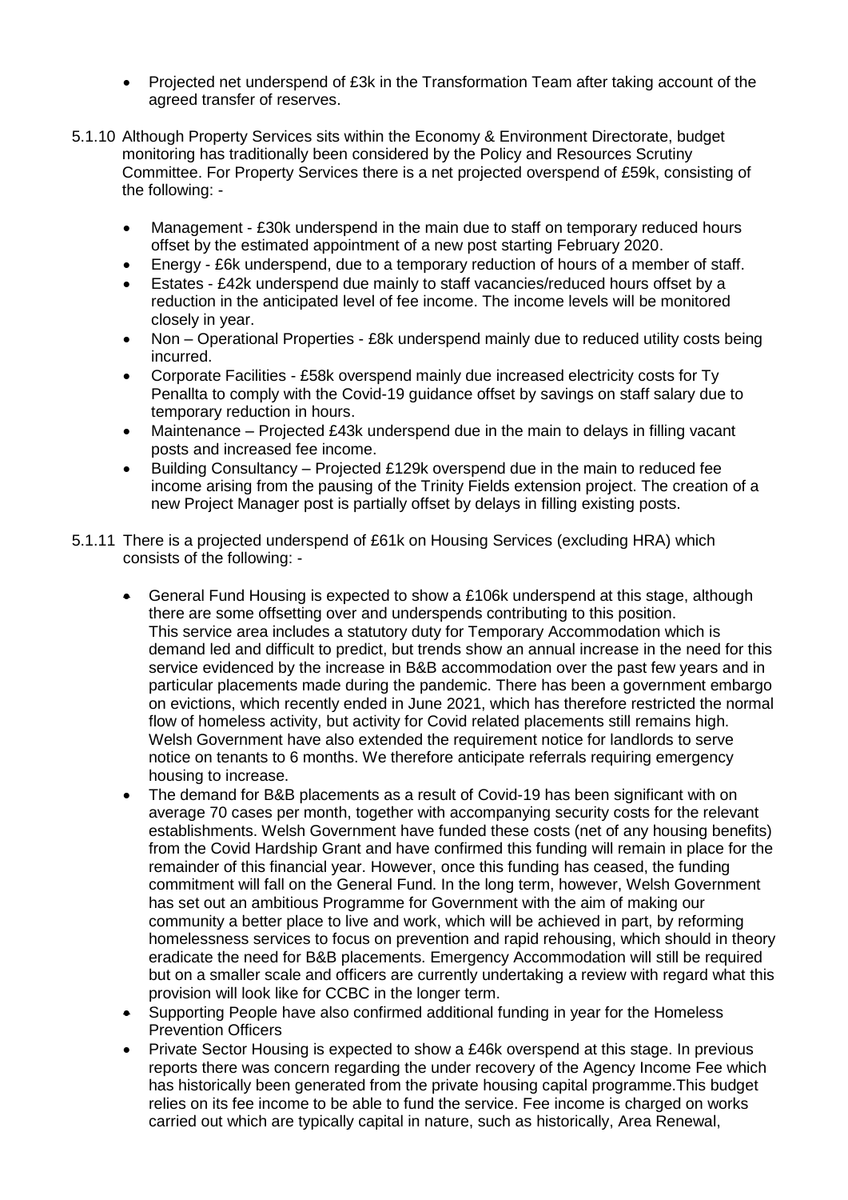- Projected net underspend of £3k in the Transformation Team after taking account of the agreed transfer of reserves.

5.1.10 Although Property Services sits within the Economy & Environment Directorate, budget monitoring has traditionally been considered by the Policy and Resources Scrutiny Committee. For Property Services there is a net projected overspend of £59k, consisting of the following: -

- Management - £30k underspend in the main due to staff on temporary reduced hours offset by the estimated appointment of a new post starting February 2020.
- Energy - £6k underspend, due to a temporary reduction of hours of a member of staff.
- Estates - £42k underspend due mainly to staff vacancies/reduced hours offset by a reduction in the anticipated level of fee income. The income levels will be monitored closely in year.
- Non – Operational Properties - £8k underspend mainly due to reduced utility costs being incurred.
- Corporate Facilities - £58k overspend mainly due increased electricity costs for Ty Penallta to comply with the Covid-19 guidance offset by savings on staff salary due to temporary reduction in hours.
- Maintenance – Projected £43k underspend due in the main to delays in filling vacant posts and increased fee income.
- Building Consultancy – Projected £129k overspend due in the main to reduced fee income arising from the pausing of the Trinity Fields extension project. The creation of a new Project Manager post is partially offset by delays in filling existing posts.

5.1.11 There is a projected underspend of £61k on Housing Services (excluding HRA) which consists of the following: -

- General Fund Housing is expected to show a £106k underspend at this stage, although there are some offsetting over and underspends contributing to this position. This service area includes a statutory duty for Temporary Accommodation which is demand led and difficult to predict, but trends show an annual increase in the need for this service evidenced by the increase in B&B accommodation over the past few years and in particular placements made during the pandemic. There has been a government embargo on evictions, which recently ended in June 2021, which has therefore restricted the normal flow of homeless activity, but activity for Covid related placements still remains high. Welsh Government have also extended the requirement notice for landlords to serve notice on tenants to 6 months. We therefore anticipate referrals requiring emergency housing to increase.
- The demand for B&B placements as a result of Covid-19 has been significant with on average 70 cases per month, together with accompanying security costs for the relevant establishments. Welsh Government have funded these costs (net of any housing benefits) from the Covid Hardship Grant and have confirmed this funding will remain in place for the remainder of this financial year. However, once this funding has ceased, the funding commitment will fall on the General Fund. In the long term, however, Welsh Government has set out an ambitious Programme for Government with the aim of making our community a better place to live and work, which will be achieved in part, by reforming homelessness services to focus on prevention and rapid rehousing, which should in theory eradicate the need for B&B placements. Emergency Accommodation will still be required but on a smaller scale and officers are currently undertaking a review with regard what this provision will look like for CCBC in the longer term.
- Supporting People have also confirmed additional funding in year for the Homeless Prevention Officers
- Private Sector Housing is expected to show a £46k overspend at this stage. In previous reports there was concern regarding the under recovery of the Agency Income Fee which has historically been generated from the private housing capital programme.This budget relies on its fee income to be able to fund the service. Fee income is charged on works carried out which are typically capital in nature, such as historically, Area Renewal,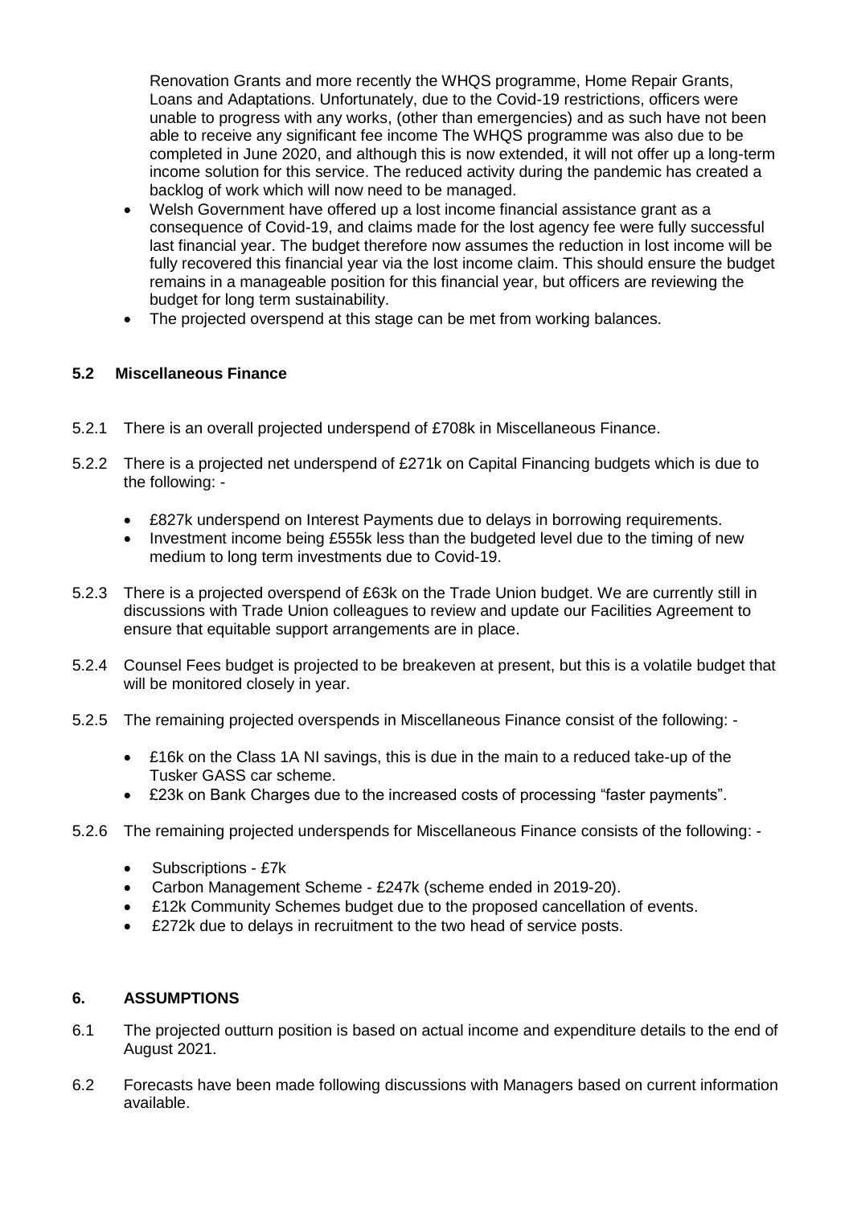Renovation Grants and more recently the WHQS programme, Home Repair Grants, Loans and Adaptations. Unfortunately, due to the Covid-19 restrictions, officers were unable to progress with any works, (other than emergencies) and as such have not been able to receive any significant fee income The WHQS programme was also due to be completed in June 2020, and although this is now extended, it will not offer up a long-term income solution for this service. The reduced activity during the pandemic has created a backlog of work which will now need to be managed.

- Welsh Government have offered up a lost income financial assistance grant as a consequence of Covid-19, and claims made for the lost agency fee were fully successful last financial year. The budget therefore now assumes the reduction in lost income will be fully recovered this financial year via the lost income claim. This should ensure the budget remains in a manageable position for this financial year, but officers are reviewing the budget for long term sustainability.
- The projected overspend at this stage can be met from working balances.

### 5.2 Miscellaneous Finance

5.2.1 There is an overall projected underspend of £708k in Miscellaneous Finance.

5.2.2 There is a projected net underspend of £271k on Capital Financing budgets which is due to the following: -

- £827k underspend on Interest Payments due to delays in borrowing requirements.
- Investment income being £555k less than the budgeted level due to the timing of new medium to long term investments due to Covid-19.

5.2.3 There is a projected overspend of £63k on the Trade Union budget. We are currently still in discussions with Trade Union colleagues to review and update our Facilities Agreement to ensure that equitable support arrangements are in place.

5.2.4 Counsel Fees budget is projected to be breakeven at present, but this is a volatile budget that will be monitored closely in year.

5.2.5 The remaining projected overspends in Miscellaneous Finance consist of the following: -

- £16k on the Class 1A NI savings, this is due in the main to a reduced take-up of the Tusker GASS car scheme.
- £23k on Bank Charges due to the increased costs of processing "faster payments".

5.2.6 The remaining projected underspends for Miscellaneous Finance consists of the following: -

- Subscriptions - £7k
- Carbon Management Scheme - £247k (scheme ended in 2019-20).
- £12k Community Schemes budget due to the proposed cancellation of events.
- £272k due to delays in recruitment to the two head of service posts.

## 6. ASSUMPTIONS

6.1 The projected outturn position is based on actual income and expenditure details to the end of August 2021.

6.2 Forecasts have been made following discussions with Managers based on current information available.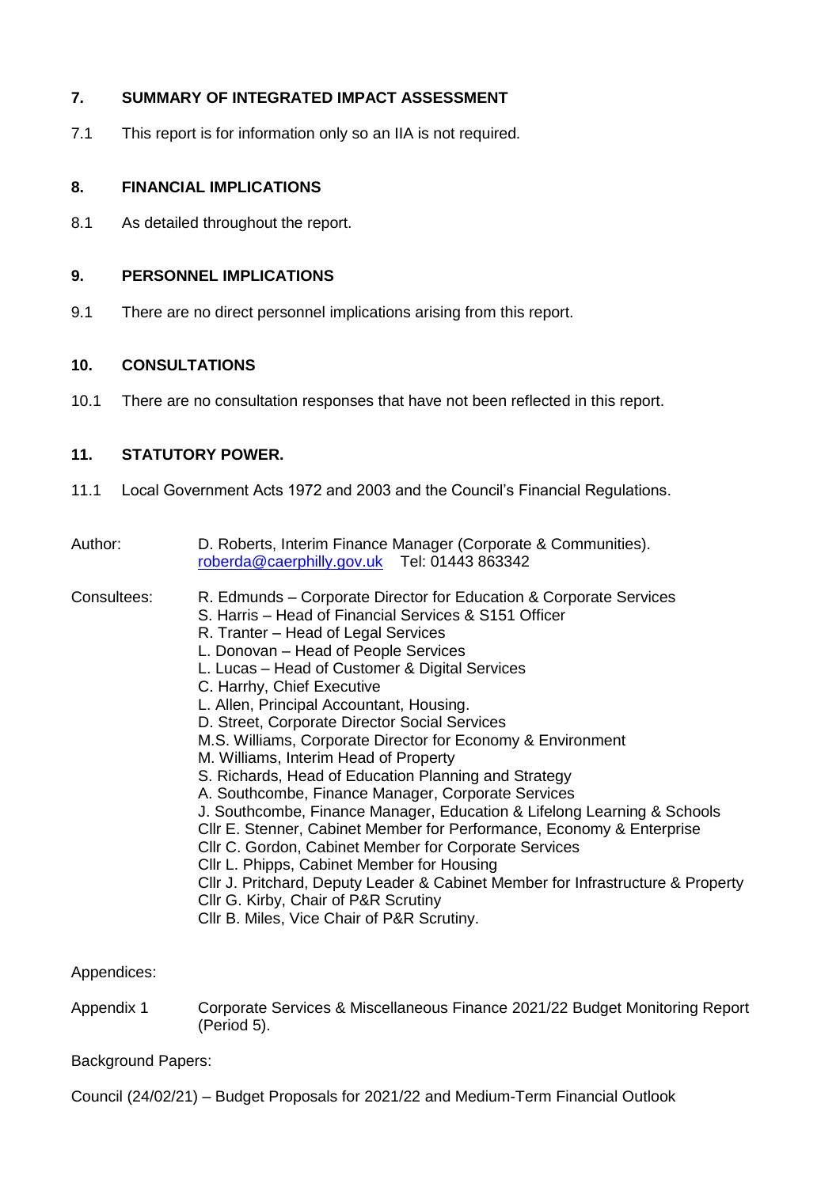## 7. SUMMARY OF INTEGRATED IMPACT ASSESSMENT

7.1 This report is for information only so an IIA is not required.

## 8. FINANCIAL IMPLICATIONS

8.1 As detailed throughout the report.

## 9. PERSONNEL IMPLICATIONS

9.1 There are no direct personnel implications arising from this report.

## 10. CONSULTATIONS

10.1 There are no consultation responses that have not been reflected in this report.

## 11. STATUTORY POWER.

11.1 Local Government Acts 1972 and 2003 and the Council's Financial Regulations.

Author: D. Roberts, Interim Finance Manager (Corporate & Communities).
roberda@caerphilly.gov.uk Tel: 01443 863342

Consultees:
R. Edmunds – Corporate Director for Education & Corporate Services
S. Harris – Head of Financial Services & S151 Officer
R. Tranter – Head of Legal Services
L. Donovan – Head of People Services
L. Lucas – Head of Customer & Digital Services
C. Harrhy, Chief Executive
L. Allen, Principal Accountant, Housing.
D. Street, Corporate Director Social Services
M.S. Williams, Corporate Director for Economy & Environment
M. Williams, Interim Head of Property
S. Richards, Head of Education Planning and Strategy
A. Southcombe, Finance Manager, Corporate Services
J. Southcombe, Finance Manager, Education & Lifelong Learning & Schools
Cllr E. Stenner, Cabinet Member for Performance, Economy & Enterprise
Cllr C. Gordon, Cabinet Member for Corporate Services
Cllr L. Phipps, Cabinet Member for Housing
Cllr J. Pritchard, Deputy Leader & Cabinet Member for Infrastructure & Property
Cllr G. Kirby, Chair of P&R Scrutiny
Cllr B. Miles, Vice Chair of P&R Scrutiny.

Appendices:

Appendix 1 Corporate Services & Miscellaneous Finance 2021/22 Budget Monitoring Report (Period 5).

Background Papers:

Council (24/02/21) – Budget Proposals for 2021/22 and Medium-Term Financial Outlook